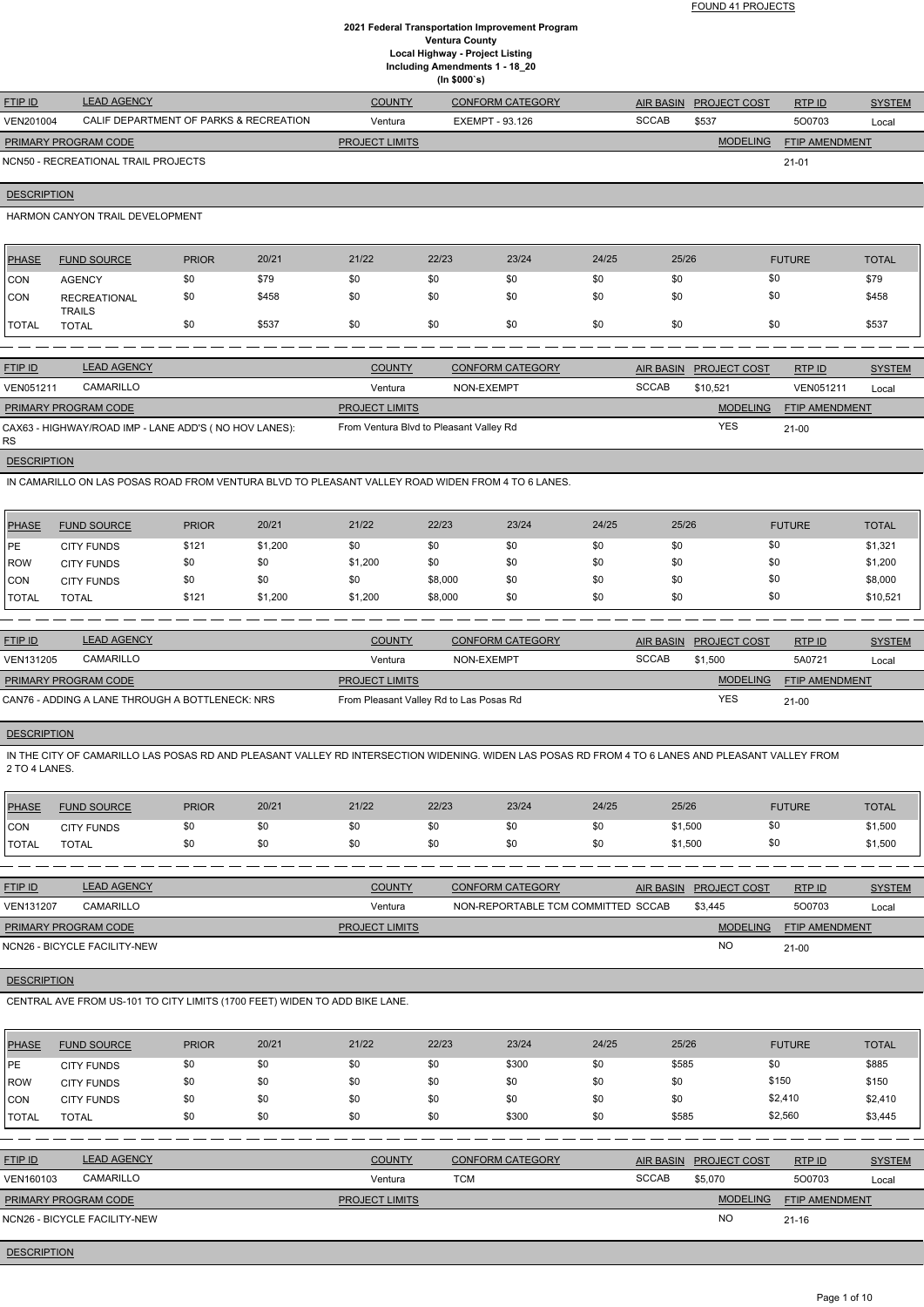FOUND 41 PROJECTS

# 2021 Federal Transportation Improvement Program
## Ventura County
## Local Highway - Project Listing
## Including Amendments 1 - 18_20
## (In $000`s)

| FTIP ID | LEAD AGENCY | COUNTY | CONFORM CATEGORY | AIR BASIN | PROJECT COST | RTP ID | SYSTEM |
|---|---|---|---|---|---|---|---|
| VEN201004 | CALIF DEPARTMENT OF PARKS & RECREATION | Ventura | EXEMPT - 93.126 | SCCAB | $537 | 5O0703 | Local |

| PRIMARY PROGRAM CODE | PROJECT LIMITS | MODELING | FTIP AMENDMENT |
|---|---|---|---|
| NCN50 - RECREATIONAL TRAIL PROJECTS | | | 21-01 |

**DESCRIPTION**

HARMON CANYON TRAIL DEVELOPMENT

| PHASE | FUND SOURCE | PRIOR | 20/21 | 21/22 | 22/23 | 23/24 | 24/25 | 25/26 | FUTURE | TOTAL |
|---|---|---|---|---|---|---|---|---|---|---|
| CON | AGENCY | $0 | $79 | $0 | $0 | $0 | $0 | $0 | $0 | $79 |
| CON | RECREATIONAL TRAILS | $0 | $458 | $0 | $0 | $0 | $0 | $0 | $0 | $458 |
| TOTAL | TOTAL | $0 | $537 | $0 | $0 | $0 | $0 | $0 | $0 | $537 |

---

| FTIP ID | LEAD AGENCY | COUNTY | CONFORM CATEGORY | AIR BASIN | PROJECT COST | RTP ID | SYSTEM |
|---|---|---|---|---|---|---|---|
| VEN051211 | CAMARILLO | Ventura | NON-EXEMPT | SCCAB | $10,521 | VEN051211 | Local |

| PRIMARY PROGRAM CODE | PROJECT LIMITS | MODELING | FTIP AMENDMENT |
|---|---|---|---|
| CAX63 - HIGHWAY/ROAD IMP - LANE ADD'S ( NO HOV LANES): RS | From Ventura Blvd to Pleasant Valley Rd | YES | 21-00 |

**DESCRIPTION**

IN CAMARILLO ON LAS POSAS ROAD FROM VENTURA BLVD TO PLEASANT VALLEY ROAD WIDEN FROM 4 TO 6 LANES.

| PHASE | FUND SOURCE | PRIOR | 20/21 | 21/22 | 22/23 | 23/24 | 24/25 | 25/26 | FUTURE | TOTAL |
|---|---|---|---|---|---|---|---|---|---|---|
| PE | CITY FUNDS | $121 | $1,200 | $0 | $0 | $0 | $0 | $0 | $0 | $1,321 |
| ROW | CITY FUNDS | $0 | $0 | $1,200 | $0 | $0 | $0 | $0 | $0 | $1,200 |
| CON | CITY FUNDS | $0 | $0 | $0 | $8,000 | $0 | $0 | $0 | $0 | $8,000 |
| TOTAL | TOTAL | $121 | $1,200 | $1,200 | $8,000 | $0 | $0 | $0 | $0 | $10,521 |

---

| FTIP ID | LEAD AGENCY | COUNTY | CONFORM CATEGORY | AIR BASIN | PROJECT COST | RTP ID | SYSTEM |
|---|---|---|---|---|---|---|---|
| VEN131205 | CAMARILLO | Ventura | NON-EXEMPT | SCCAB | $1,500 | 5A0721 | Local |

| PRIMARY PROGRAM CODE | PROJECT LIMITS | MODELING | FTIP AMENDMENT |
|---|---|---|---|
| CAN76 - ADDING A LANE THROUGH A BOTTLENECK: NRS | From Pleasant Valley Rd to Las Posas Rd | YES | 21-00 |

**DESCRIPTION**

IN THE CITY OF CAMARILLO LAS POSAS RD AND PLEASANT VALLEY RD INTERSECTION WIDENING. WIDEN LAS POSAS RD FROM 4 TO 6 LANES AND PLEASANT VALLEY FROM 2 TO 4 LANES.

| PHASE | FUND SOURCE | PRIOR | 20/21 | 21/22 | 22/23 | 23/24 | 24/25 | 25/26 | FUTURE | TOTAL |
|---|---|---|---|---|---|---|---|---|---|---|
| CON | CITY FUNDS | $0 | $0 | $0 | $0 | $0 | $0 | $1,500 | $0 | $1,500 |
| TOTAL | TOTAL | $0 | $0 | $0 | $0 | $0 | $0 | $1,500 | $0 | $1,500 |

---

| FTIP ID | LEAD AGENCY | COUNTY | CONFORM CATEGORY | AIR BASIN | PROJECT COST | RTP ID | SYSTEM |
|---|---|---|---|---|---|---|---|
| VEN131207 | CAMARILLO | Ventura | NON-REPORTABLE TCM COMMITTED | SCCAB | $3,445 | 5O0703 | Local |

| PRIMARY PROGRAM CODE | PROJECT LIMITS | MODELING | FTIP AMENDMENT |
|---|---|---|---|
| NCN26 - BICYCLE FACILITY-NEW | | NO | 21-00 |

**DESCRIPTION**

CENTRAL AVE FROM US-101 TO CITY LIMITS (1700 FEET) WIDEN TO ADD BIKE LANE.

| PHASE | FUND SOURCE | PRIOR | 20/21 | 21/22 | 22/23 | 23/24 | 24/25 | 25/26 | FUTURE | TOTAL |
|---|---|---|---|---|---|---|---|---|---|---|
| PE | CITY FUNDS | $0 | $0 | $0 | $0 | $300 | $0 | $585 | $0 | $885 |
| ROW | CITY FUNDS | $0 | $0 | $0 | $0 | $0 | $0 | $0 | $150 | $150 |
| CON | CITY FUNDS | $0 | $0 | $0 | $0 | $0 | $0 | $0 | $2,410 | $2,410 |
| TOTAL | TOTAL | $0 | $0 | $0 | $0 | $300 | $0 | $585 | $2,560 | $3,445 |

---

| FTIP ID | LEAD AGENCY | COUNTY | CONFORM CATEGORY | AIR BASIN | PROJECT COST | RTP ID | SYSTEM |
|---|---|---|---|---|---|---|---|
| VEN160103 | CAMARILLO | Ventura | TCM | SCCAB | $5,070 | 5O0703 | Local |

| PRIMARY PROGRAM CODE | PROJECT LIMITS | MODELING | FTIP AMENDMENT |
|---|---|---|---|
| NCN26 - BICYCLE FACILITY-NEW | | NO | 21-16 |

**DESCRIPTION**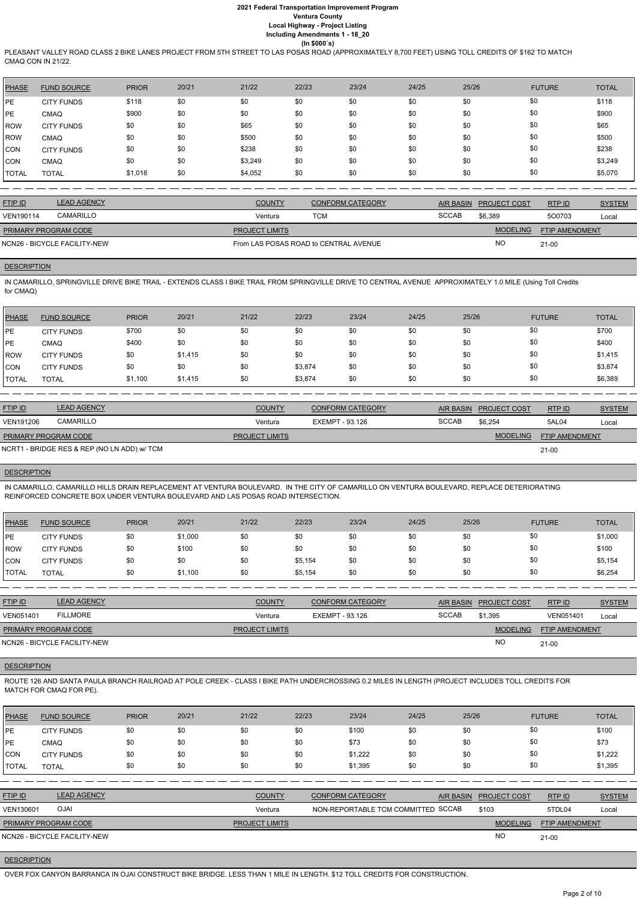PLEASANT VALLEY ROAD CLASS 2 BIKE LANES PROJECT FROM 5TH STREET TO LAS POSAS ROAD (APPROXIMATELY 8,700 FEET) USING TOLL CREDITS OF $162 TO MATCH CMAQ CON IN 21/22.

| PHASE | FUND SOURCE | PRIOR | 20/21 | 21/22 | 22/23 | 23/24 | 24/25 | 25/26 | FUTURE | TOTAL |
|---|---|---|---|---|---|---|---|---|---|---|
| PE | CITY FUNDS | $118 | $0 | $0 | $0 | $0 | $0 | $0 | $0 | $118 |
| PE | CMAQ | $900 | $0 | $0 | $0 | $0 | $0 | $0 | $0 | $900 |
| ROW | CITY FUNDS | $0 | $0 | $65 | $0 | $0 | $0 | $0 | $0 | $65 |
| ROW | CMAQ | $0 | $0 | $500 | $0 | $0 | $0 | $0 | $0 | $500 |
| CON | CITY FUNDS | $0 | $0 | $238 | $0 | $0 | $0 | $0 | $0 | $238 |
| CON | CMAQ | $0 | $0 | $3,249 | $0 | $0 | $0 | $0 | $0 | $3,249 |
| TOTAL | TOTAL | $1,018 | $0 | $4,052 | $0 | $0 | $0 | $0 | $0 | $5,070 |

| FTIP ID | LEAD AGENCY | COUNTY | CONFORM CATEGORY | AIR BASIN | PROJECT COST | RTP ID | SYSTEM |
|---|---|---|---|---|---|---|---|
| VEN190114 | CAMARILLO | Ventura | TCM | SCCAB | $6,389 | 5O0703 | Local |

| PRIMARY PROGRAM CODE | PROJECT LIMITS | MODELING | FTIP AMENDMENT |
|---|---|---|---|
| NCN26 - BICYCLE FACILITY-NEW | From LAS POSAS ROAD to CENTRAL AVENUE | NO | 21-00 |

**DESCRIPTION**

IN CAMARILLO, SPRINGVILLE DRIVE BIKE TRAIL - EXTENDS CLASS I BIKE TRAIL FROM SPRINGVILLE DRIVE TO CENTRAL AVENUE APPROXIMATELY 1.0 MILE (Using Toll Credits for CMAQ)

| PHASE | FUND SOURCE | PRIOR | 20/21 | 21/22 | 22/23 | 23/24 | 24/25 | 25/26 | FUTURE | TOTAL |
|---|---|---|---|---|---|---|---|---|---|---|
| PE | CITY FUNDS | $700 | $0 | $0 | $0 | $0 | $0 | $0 | $0 | $700 |
| PE | CMAQ | $400 | $0 | $0 | $0 | $0 | $0 | $0 | $0 | $400 |
| ROW | CITY FUNDS | $0 | $1,415 | $0 | $0 | $0 | $0 | $0 | $0 | $1,415 |
| CON | CITY FUNDS | $0 | $0 | $0 | $3,874 | $0 | $0 | $0 | $0 | $3,874 |
| TOTAL | TOTAL | $1,100 | $1,415 | $0 | $3,874 | $0 | $0 | $0 | $0 | $6,389 |

| FTIP ID | LEAD AGENCY | COUNTY | CONFORM CATEGORY | AIR BASIN | PROJECT COST | RTP ID | SYSTEM |
|---|---|---|---|---|---|---|---|
| VEN191206 | CAMARILLO | Ventura | EXEMPT - 93.126 | SCCAB | $6,254 | 5AL04 | Local |

| PRIMARY PROGRAM CODE | PROJECT LIMITS | MODELING | FTIP AMENDMENT |
|---|---|---|---|
| NCRT1 - BRIDGE RES & REP (NO LN ADD) w/ TCM | | | 21-00 |

**DESCRIPTION**

IN CAMARILLO, CAMARILLO HILLS DRAIN REPLACEMENT AT VENTURA BOULEVARD. IN THE CITY OF CAMARILLO ON VENTURA BOULEVARD, REPLACE DETERIORATING REINFORCED CONCRETE BOX UNDER VENTURA BOULEVARD AND LAS POSAS ROAD INTERSECTION.

| PHASE | FUND SOURCE | PRIOR | 20/21 | 21/22 | 22/23 | 23/24 | 24/25 | 25/26 | FUTURE | TOTAL |
|---|---|---|---|---|---|---|---|---|---|---|
| PE | CITY FUNDS | $0 | $1,000 | $0 | $0 | $0 | $0 | $0 | $0 | $1,000 |
| ROW | CITY FUNDS | $0 | $100 | $0 | $0 | $0 | $0 | $0 | $0 | $100 |
| CON | CITY FUNDS | $0 | $0 | $0 | $5,154 | $0 | $0 | $0 | $0 | $5,154 |
| TOTAL | TOTAL | $0 | $1,100 | $0 | $5,154 | $0 | $0 | $0 | $0 | $6,254 |

| FTIP ID | LEAD AGENCY | COUNTY | CONFORM CATEGORY | AIR BASIN | PROJECT COST | RTP ID | SYSTEM |
|---|---|---|---|---|---|---|---|
| VEN051401 | FILLMORE | Ventura | EXEMPT - 93.126 | SCCAB | $1,395 | VEN051401 | Local |

| PRIMARY PROGRAM CODE | PROJECT LIMITS | MODELING | FTIP AMENDMENT |
|---|---|---|---|
| NCN26 - BICYCLE FACILITY-NEW | | NO | 21-00 |

**DESCRIPTION**

ROUTE 126 AND SANTA PAULA BRANCH RAILROAD AT POLE CREEK - CLASS I BIKE PATH UNDERCROSSING 0.2 MILES IN LENGTH (PROJECT INCLUDES TOLL CREDITS FOR MATCH FOR CMAQ FOR PE).

| PHASE | FUND SOURCE | PRIOR | 20/21 | 21/22 | 22/23 | 23/24 | 24/25 | 25/26 | FUTURE | TOTAL |
|---|---|---|---|---|---|---|---|---|---|---|
| PE | CITY FUNDS | $0 | $0 | $0 | $0 | $100 | $0 | $0 | $0 | $100 |
| PE | CMAQ | $0 | $0 | $0 | $0 | $73 | $0 | $0 | $0 | $73 |
| CON | CITY FUNDS | $0 | $0 | $0 | $0 | $1,222 | $0 | $0 | $0 | $1,222 |
| TOTAL | TOTAL | $0 | $0 | $0 | $0 | $1,395 | $0 | $0 | $0 | $1,395 |

| FTIP ID | LEAD AGENCY | COUNTY | CONFORM CATEGORY | AIR BASIN | PROJECT COST | RTP ID | SYSTEM |
|---|---|---|---|---|---|---|---|
| VEN130601 | OJAI | Ventura | NON-REPORTABLE TCM COMMITTED | SCCAB | $103 | 5TDL04 | Local |

| PRIMARY PROGRAM CODE | PROJECT LIMITS | MODELING | FTIP AMENDMENT |
|---|---|---|---|
| NCN26 - BICYCLE FACILITY-NEW | | NO | 21-00 |

**DESCRIPTION**

OVER FOX CANYON BARRANCA IN OJAI CONSTRUCT BIKE BRIDGE. LESS THAN 1 MILE IN LENGTH. $12 TOLL CREDITS FOR CONSTRUCTION.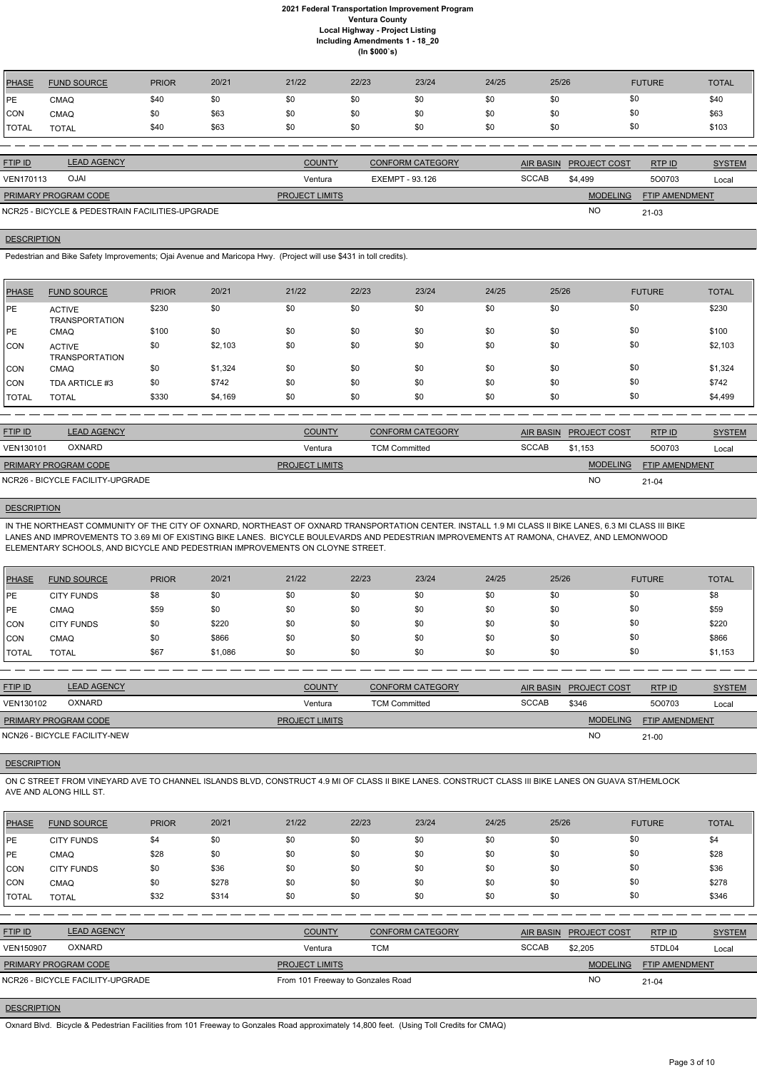| PHASE | FUND SOURCE | PRIOR | 20/21 | 21/22 | 22/23 | 23/24 | 24/25 | 25/26 | FUTURE | TOTAL |
|---|---|---|---|---|---|---|---|---|---|---|
| PE | CMAQ | $40 | $0 | $0 | $0 | $0 | $0 | $0 | $0 | $40 |
| CON | CMAQ | $0 | $63 | $0 | $0 | $0 | $0 | $0 | $0 | $63 |
| TOTAL | TOTAL | $40 | $63 | $0 | $0 | $0 | $0 | $0 | $0 | $103 |

| FTIP ID | LEAD AGENCY | COUNTY | CONFORM CATEGORY | AIR BASIN | PROJECT COST | RTP ID | SYSTEM |
|---|---|---|---|---|---|---|---|
| VEN170113 | OJAI | Ventura | EXEMPT - 93.126 | SCCAB | $4,499 | 5O0703 | Local |

| PRIMARY PROGRAM CODE | PROJECT LIMITS | MODELING | FTIP AMENDMENT |
|---|---|---|---|
| NCR25 - BICYCLE & PEDESTRAIN FACILITIES-UPGRADE | | NO | 21-03 |

**DESCRIPTION**

Pedestrian and Bike Safety Improvements; Ojai Avenue and Maricopa Hwy. (Project will use $431 in toll credits).

| PHASE | FUND SOURCE | PRIOR | 20/21 | 21/22 | 22/23 | 23/24 | 24/25 | 25/26 | FUTURE | TOTAL |
|---|---|---|---|---|---|---|---|---|---|---|
| PE | ACTIVE TRANSPORTATION | $230 | $0 | $0 | $0 | $0 | $0 | $0 | $0 | $230 |
| PE | CMAQ | $100 | $0 | $0 | $0 | $0 | $0 | $0 | $0 | $100 |
| CON | ACTIVE TRANSPORTATION | $0 | $2,103 | $0 | $0 | $0 | $0 | $0 | $0 | $2,103 |
| CON | CMAQ | $0 | $1,324 | $0 | $0 | $0 | $0 | $0 | $0 | $1,324 |
| CON | TDA ARTICLE #3 | $0 | $742 | $0 | $0 | $0 | $0 | $0 | $0 | $742 |
| TOTAL | TOTAL | $330 | $4,169 | $0 | $0 | $0 | $0 | $0 | $0 | $4,499 |

| FTIP ID | LEAD AGENCY | COUNTY | CONFORM CATEGORY | AIR BASIN | PROJECT COST | RTP ID | SYSTEM |
|---|---|---|---|---|---|---|---|
| VEN130101 | OXNARD | Ventura | TCM Committed | SCCAB | $1,153 | 5O0703 | Local |

| PRIMARY PROGRAM CODE | PROJECT LIMITS | MODELING | FTIP AMENDMENT |
|---|---|---|---|
| NCR26 - BICYCLE FACILITY-UPGRADE | | NO | 21-04 |

**DESCRIPTION**

IN THE NORTHEAST COMMUNITY OF THE CITY OF OXNARD, NORTHEAST OF OXNARD TRANSPORTATION CENTER. INSTALL 1.9 MI CLASS II BIKE LANES, 6.3 MI CLASS III BIKE LANES AND IMPROVEMENTS TO 3.69 MI OF EXISTING BIKE LANES. BICYCLE BOULEVARDS AND PEDESTRIAN IMPROVEMENTS AT RAMONA, CHAVEZ, AND LEMONWOOD ELEMENTARY SCHOOLS, AND BICYCLE AND PEDESTRIAN IMPROVEMENTS ON CLOYNE STREET.

| PHASE | FUND SOURCE | PRIOR | 20/21 | 21/22 | 22/23 | 23/24 | 24/25 | 25/26 | FUTURE | TOTAL |
|---|---|---|---|---|---|---|---|---|---|---|
| PE | CITY FUNDS | $8 | $0 | $0 | $0 | $0 | $0 | $0 | $0 | $8 |
| PE | CMAQ | $59 | $0 | $0 | $0 | $0 | $0 | $0 | $0 | $59 |
| CON | CITY FUNDS | $0 | $220 | $0 | $0 | $0 | $0 | $0 | $0 | $220 |
| CON | CMAQ | $0 | $866 | $0 | $0 | $0 | $0 | $0 | $0 | $866 |
| TOTAL | TOTAL | $67 | $1,086 | $0 | $0 | $0 | $0 | $0 | $0 | $1,153 |

| FTIP ID | LEAD AGENCY | COUNTY | CONFORM CATEGORY | AIR BASIN | PROJECT COST | RTP ID | SYSTEM |
|---|---|---|---|---|---|---|---|
| VEN130102 | OXNARD | Ventura | TCM Committed | SCCAB | $346 | 5O0703 | Local |

| PRIMARY PROGRAM CODE | PROJECT LIMITS | MODELING | FTIP AMENDMENT |
|---|---|---|---|
| NCN26 - BICYCLE FACILITY-NEW | | NO | 21-00 |

**DESCRIPTION**

ON C STREET FROM VINEYARD AVE TO CHANNEL ISLANDS BLVD, CONSTRUCT 4.9 MI OF CLASS II BIKE LANES. CONSTRUCT CLASS III BIKE LANES ON GUAVA ST/HEMLOCK AVE AND ALONG HILL ST.

| PHASE | FUND SOURCE | PRIOR | 20/21 | 21/22 | 22/23 | 23/24 | 24/25 | 25/26 | FUTURE | TOTAL |
|---|---|---|---|---|---|---|---|---|---|---|
| PE | CITY FUNDS | $4 | $0 | $0 | $0 | $0 | $0 | $0 | $0 | $4 |
| PE | CMAQ | $28 | $0 | $0 | $0 | $0 | $0 | $0 | $0 | $28 |
| CON | CITY FUNDS | $0 | $36 | $0 | $0 | $0 | $0 | $0 | $0 | $36 |
| CON | CMAQ | $0 | $278 | $0 | $0 | $0 | $0 | $0 | $0 | $278 |
| TOTAL | TOTAL | $32 | $314 | $0 | $0 | $0 | $0 | $0 | $0 | $346 |

| FTIP ID | LEAD AGENCY | COUNTY | CONFORM CATEGORY | AIR BASIN | PROJECT COST | RTP ID | SYSTEM |
|---|---|---|---|---|---|---|---|
| VEN150907 | OXNARD | Ventura | TCM | SCCAB | $2,205 | 5TDL04 | Local |

| PRIMARY PROGRAM CODE | PROJECT LIMITS | MODELING | FTIP AMENDMENT |
|---|---|---|---|
| NCR26 - BICYCLE FACILITY-UPGRADE | From 101 Freeway to Gonzales Road | NO | 21-04 |

**DESCRIPTION**

Oxnard Blvd. Bicycle & Pedestrian Facilities from 101 Freeway to Gonzales Road approximately 14,800 feet. (Using Toll Credits for CMAQ)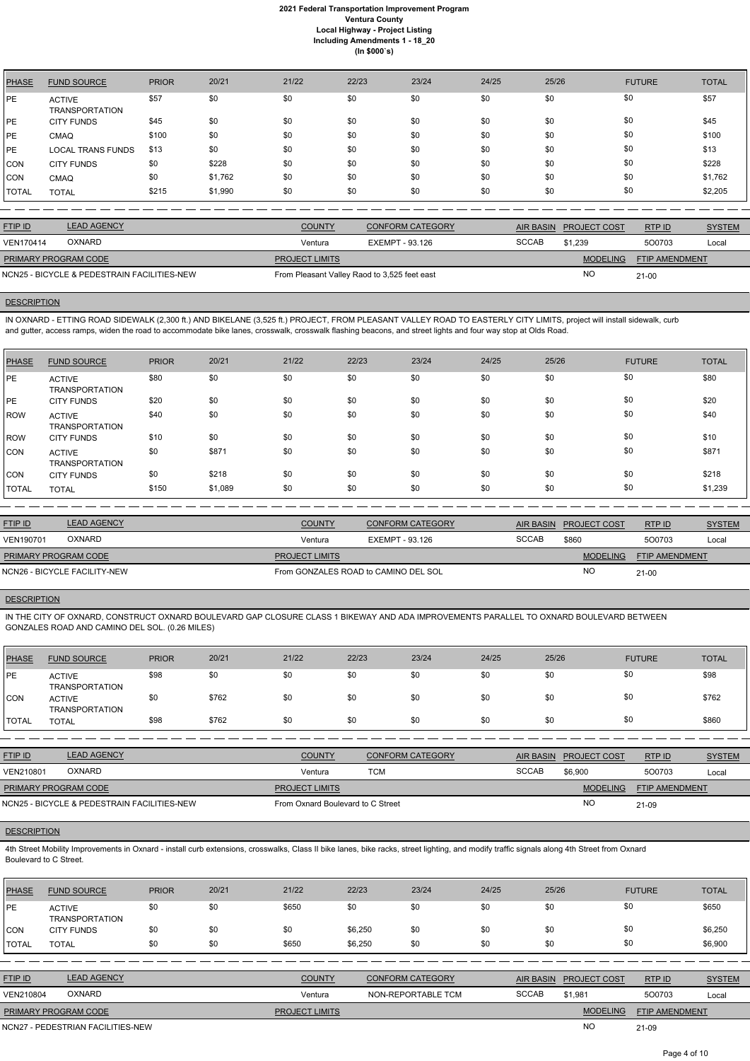# 2021 Federal Transportation Improvement Program
## Ventura County
### Local Highway - Project Listing
### Including Amendments 1 - 18_20
### (In $000`s)

| PHASE | FUND SOURCE | PRIOR | 20/21 | 21/22 | 22/23 | 23/24 | 24/25 | 25/26 | FUTURE | TOTAL |
|---|---|---|---|---|---|---|---|---|---|---|
| PE | ACTIVE TRANSPORTATION | $57 | $0 | $0 | $0 | $0 | $0 | $0 | $0 | $57 |
| PE | CITY FUNDS | $45 | $0 | $0 | $0 | $0 | $0 | $0 | $0 | $45 |
| PE | CMAQ | $100 | $0 | $0 | $0 | $0 | $0 | $0 | $0 | $100 |
| PE | LOCAL TRANS FUNDS | $13 | $0 | $0 | $0 | $0 | $0 | $0 | $0 | $13 |
| CON | CITY FUNDS | $0 | $228 | $0 | $0 | $0 | $0 | $0 | $0 | $228 |
| CON | CMAQ | $0 | $1,762 | $0 | $0 | $0 | $0 | $0 | $0 | $1,762 |
| TOTAL | TOTAL | $215 | $1,990 | $0 | $0 | $0 | $0 | $0 | $0 | $2,205 |

| FTIP ID | LEAD AGENCY | COUNTY | CONFORM CATEGORY | AIR BASIN | PROJECT COST | RTP ID | SYSTEM |
|---|---|---|---|---|---|---|---|
| VEN170414 | OXNARD | Ventura | EXEMPT - 93.126 | SCCAB | $1,239 | 5O0703 | Local |

| PRIMARY PROGRAM CODE | PROJECT LIMITS | MODELING | FTIP AMENDMENT |
|---|---|---|---|
| NCN25 - BICYCLE & PEDESTRAIN FACILITIES-NEW | From Pleasant Valley Raod to 3,525 feet east | NO | 21-00 |

**DESCRIPTION**

IN OXNARD - ETTING ROAD SIDEWALK (2,300 ft.) AND BIKELANE (3,525 ft.) PROJECT, FROM PLEASANT VALLEY ROAD TO EASTERLY CITY LIMITS, project will install sidewalk, curb and gutter, access ramps, widen the road to accommodate bike lanes, crosswalk, crosswalk flashing beacons, and street lights and four way stop at Olds Road.

| PHASE | FUND SOURCE | PRIOR | 20/21 | 21/22 | 22/23 | 23/24 | 24/25 | 25/26 | FUTURE | TOTAL |
|---|---|---|---|---|---|---|---|---|---|---|
| PE | ACTIVE TRANSPORTATION | $80 | $0 | $0 | $0 | $0 | $0 | $0 | $0 | $80 |
| PE | CITY FUNDS | $20 | $0 | $0 | $0 | $0 | $0 | $0 | $0 | $20 |
| ROW | ACTIVE TRANSPORTATION | $40 | $0 | $0 | $0 | $0 | $0 | $0 | $0 | $40 |
| ROW | CITY FUNDS | $10 | $0 | $0 | $0 | $0 | $0 | $0 | $0 | $10 |
| CON | ACTIVE TRANSPORTATION | $0 | $871 | $0 | $0 | $0 | $0 | $0 | $0 | $871 |
| CON | CITY FUNDS | $0 | $218 | $0 | $0 | $0 | $0 | $0 | $0 | $218 |
| TOTAL | TOTAL | $150 | $1,089 | $0 | $0 | $0 | $0 | $0 | $0 | $1,239 |

| FTIP ID | LEAD AGENCY | COUNTY | CONFORM CATEGORY | AIR BASIN | PROJECT COST | RTP ID | SYSTEM |
|---|---|---|---|---|---|---|---|
| VEN190701 | OXNARD | Ventura | EXEMPT - 93.126 | SCCAB | $860 | 5O0703 | Local |

| PRIMARY PROGRAM CODE | PROJECT LIMITS | MODELING | FTIP AMENDMENT |
|---|---|---|---|
| NCN26 - BICYCLE FACILITY-NEW | From GONZALES ROAD to CAMINO DEL SOL | NO | 21-00 |

**DESCRIPTION**

IN THE CITY OF OXNARD, CONSTRUCT OXNARD BOULEVARD GAP CLOSURE CLASS 1 BIKEWAY AND ADA IMPROVEMENTS PARALLEL TO OXNARD BOULEVARD BETWEEN GONZALES ROAD AND CAMINO DEL SOL. (0.26 MILES)

| PHASE | FUND SOURCE | PRIOR | 20/21 | 21/22 | 22/23 | 23/24 | 24/25 | 25/26 | FUTURE | TOTAL |
|---|---|---|---|---|---|---|---|---|---|---|
| PE | ACTIVE TRANSPORTATION | $98 | $0 | $0 | $0 | $0 | $0 | $0 | $0 | $98 |
| CON | ACTIVE TRANSPORTATION | $0 | $762 | $0 | $0 | $0 | $0 | $0 | $0 | $762 |
| TOTAL | TOTAL | $98 | $762 | $0 | $0 | $0 | $0 | $0 | $0 | $860 |

| FTIP ID | LEAD AGENCY | COUNTY | CONFORM CATEGORY | AIR BASIN | PROJECT COST | RTP ID | SYSTEM |
|---|---|---|---|---|---|---|---|
| VEN210801 | OXNARD | Ventura | TCM | SCCAB | $6,900 | 5O0703 | Local |

| PRIMARY PROGRAM CODE | PROJECT LIMITS | MODELING | FTIP AMENDMENT |
|---|---|---|---|
| NCN25 - BICYCLE & PEDESTRAIN FACILITIES-NEW | From Oxnard Boulevard to C Street | NO | 21-09 |

**DESCRIPTION**

4th Street Mobility Improvements in Oxnard - install curb extensions, crosswalks, Class II bike lanes, bike racks, street lighting, and modify traffic signals along 4th Street from Oxnard Boulevard to C Street.

| PHASE | FUND SOURCE | PRIOR | 20/21 | 21/22 | 22/23 | 23/24 | 24/25 | 25/26 | FUTURE | TOTAL |
|---|---|---|---|---|---|---|---|---|---|---|
| PE | ACTIVE TRANSPORTATION | $0 | $0 | $650 | $0 | $0 | $0 | $0 | $0 | $650 |
| CON | CITY FUNDS | $0 | $0 | $0 | $6,250 | $0 | $0 | $0 | $0 | $6,250 |
| TOTAL | TOTAL | $0 | $0 | $650 | $6,250 | $0 | $0 | $0 | $0 | $6,900 |

| FTIP ID | LEAD AGENCY | COUNTY | CONFORM CATEGORY | AIR BASIN | PROJECT COST | RTP ID | SYSTEM |
|---|---|---|---|---|---|---|---|
| VEN210804 | OXNARD | Ventura | NON-REPORTABLE TCM | SCCAB | $1,981 | 5O0703 | Local |

| PRIMARY PROGRAM CODE | PROJECT LIMITS | MODELING | FTIP AMENDMENT |
|---|---|---|---|
| NCN27 - PEDESTRIAN FACILITIES-NEW | | NO | 21-09 |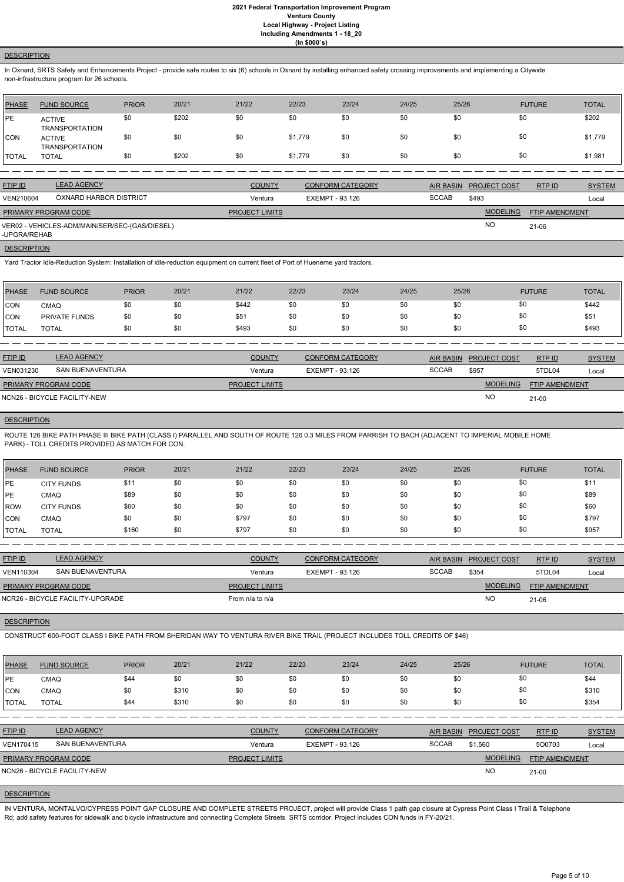# 2021 Federal Transportation Improvement Program
## Ventura County
### Local Highway - Project Listing
### Including Amendments 1 - 18_20
### (In $000`s)

**DESCRIPTION**

In Oxnard, SRTS Safety and Enhancements Project - provide safe routes to six (6) schools in Oxnard by installing enhanced safety crossing improvements and implementing a Citywide non-infrastructure program for 26 schools.

| PHASE | FUND SOURCE | PRIOR | 20/21 | 21/22 | 22/23 | 23/24 | 24/25 | 25/26 | FUTURE | TOTAL |
|---|---|---|---|---|---|---|---|---|---|---|
| PE | ACTIVE TRANSPORTATION | $0 | $202 | $0 | $0 | $0 | $0 | $0 | $0 | $202 |
| CON | ACTIVE TRANSPORTATION | $0 | $0 | $0 | $1,779 | $0 | $0 | $0 | $0 | $1,779 |
| TOTAL | TOTAL | $0 | $202 | $0 | $1,779 | $0 | $0 | $0 | $0 | $1,981 |

| FTIP ID | LEAD AGENCY | COUNTY | CONFORM CATEGORY | AIR BASIN | PROJECT COST | RTP ID | SYSTEM |
|---|---|---|---|---|---|---|---|
| VEN210604 | OXNARD HARBOR DISTRICT | Ventura | EXEMPT - 93.126 | SCCAB | $493 | | Local |

| PRIMARY PROGRAM CODE | PROJECT LIMITS | MODELING | FTIP AMENDMENT |
|---|---|---|---|
| VER02 - VEHICLES-ADM/MAIN/SER/SEC-(GAS/DIESEL) -UPGRA/REHAB | | NO | 21-06 |

**DESCRIPTION**

Yard Tractor Idle-Reduction System: Installation of idle-reduction equipment on current fleet of Port of Hueneme yard tractors.

| PHASE | FUND SOURCE | PRIOR | 20/21 | 21/22 | 22/23 | 23/24 | 24/25 | 25/26 | FUTURE | TOTAL |
|---|---|---|---|---|---|---|---|---|---|---|
| CON | CMAQ | $0 | $0 | $442 | $0 | $0 | $0 | $0 | $0 | $442 |
| CON | PRIVATE FUNDS | $0 | $0 | $51 | $0 | $0 | $0 | $0 | $0 | $51 |
| TOTAL | TOTAL | $0 | $0 | $493 | $0 | $0 | $0 | $0 | $0 | $493 |

| FTIP ID | LEAD AGENCY | COUNTY | CONFORM CATEGORY | AIR BASIN | PROJECT COST | RTP ID | SYSTEM |
|---|---|---|---|---|---|---|---|
| VEN031230 | SAN BUENAVENTURA | Ventura | EXEMPT - 93.126 | SCCAB | $957 | 5TDL04 | Local |

| PRIMARY PROGRAM CODE | PROJECT LIMITS | MODELING | FTIP AMENDMENT |
|---|---|---|---|
| NCN26 - BICYCLE FACILITY-NEW | | NO | 21-00 |

**DESCRIPTION**

ROUTE 126 BIKE PATH PHASE III BIKE PATH (CLASS I) PARALLEL AND SOUTH OF ROUTE 126 0.3 MILES FROM PARRISH TO BACH (ADJACENT TO IMPERIAL MOBILE HOME PARK) - TOLL CREDITS PROVIDED AS MATCH FOR CON.

| PHASE | FUND SOURCE | PRIOR | 20/21 | 21/22 | 22/23 | 23/24 | 24/25 | 25/26 | FUTURE | TOTAL |
|---|---|---|---|---|---|---|---|---|---|---|
| PE | CITY FUNDS | $11 | $0 | $0 | $0 | $0 | $0 | $0 | $0 | $11 |
| PE | CMAQ | $89 | $0 | $0 | $0 | $0 | $0 | $0 | $0 | $89 |
| ROW | CITY FUNDS | $60 | $0 | $0 | $0 | $0 | $0 | $0 | $0 | $60 |
| CON | CMAQ | $0 | $0 | $797 | $0 | $0 | $0 | $0 | $0 | $797 |
| TOTAL | TOTAL | $160 | $0 | $797 | $0 | $0 | $0 | $0 | $0 | $957 |

| FTIP ID | LEAD AGENCY | COUNTY | CONFORM CATEGORY | AIR BASIN | PROJECT COST | RTP ID | SYSTEM |
|---|---|---|---|---|---|---|---|
| VEN110304 | SAN BUENAVENTURA | Ventura | EXEMPT - 93.126 | SCCAB | $354 | 5TDL04 | Local |

| PRIMARY PROGRAM CODE | PROJECT LIMITS | MODELING | FTIP AMENDMENT |
|---|---|---|---|
| NCR26 - BICYCLE FACILITY-UPGRADE | From n/a to n/a | NO | 21-06 |

**DESCRIPTION**

CONSTRUCT 600-FOOT CLASS I BIKE PATH FROM SHERIDAN WAY TO VENTURA RIVER BIKE TRAIL (PROJECT INCLUDES TOLL CREDITS OF $46)

| PHASE | FUND SOURCE | PRIOR | 20/21 | 21/22 | 22/23 | 23/24 | 24/25 | 25/26 | FUTURE | TOTAL |
|---|---|---|---|---|---|---|---|---|---|---|
| PE | CMAQ | $44 | $0 | $0 | $0 | $0 | $0 | $0 | $0 | $44 |
| CON | CMAQ | $0 | $310 | $0 | $0 | $0 | $0 | $0 | $0 | $310 |
| TOTAL | TOTAL | $44 | $310 | $0 | $0 | $0 | $0 | $0 | $0 | $354 |

| FTIP ID | LEAD AGENCY | COUNTY | CONFORM CATEGORY | AIR BASIN | PROJECT COST | RTP ID | SYSTEM |
|---|---|---|---|---|---|---|---|
| VEN170415 | SAN BUENAVENTURA | Ventura | EXEMPT - 93.126 | SCCAB | $1,560 | 5O0703 | Local |

| PRIMARY PROGRAM CODE | PROJECT LIMITS | MODELING | FTIP AMENDMENT |
|---|---|---|---|
| NCN26 - BICYCLE FACILITY-NEW | | NO | 21-00 |

**DESCRIPTION**

IN VENTURA, MONTALVO/CYPRESS POINT GAP CLOSURE AND COMPLETE STREETS PROJECT, project will provide Class 1 path gap closure at Cypress Point Class I Trail & Telephone Rd; add safety features for sidewalk and bicycle infrastructure and connecting Complete Streets SRTS corridor. Project includes CON funds in FY-20/21.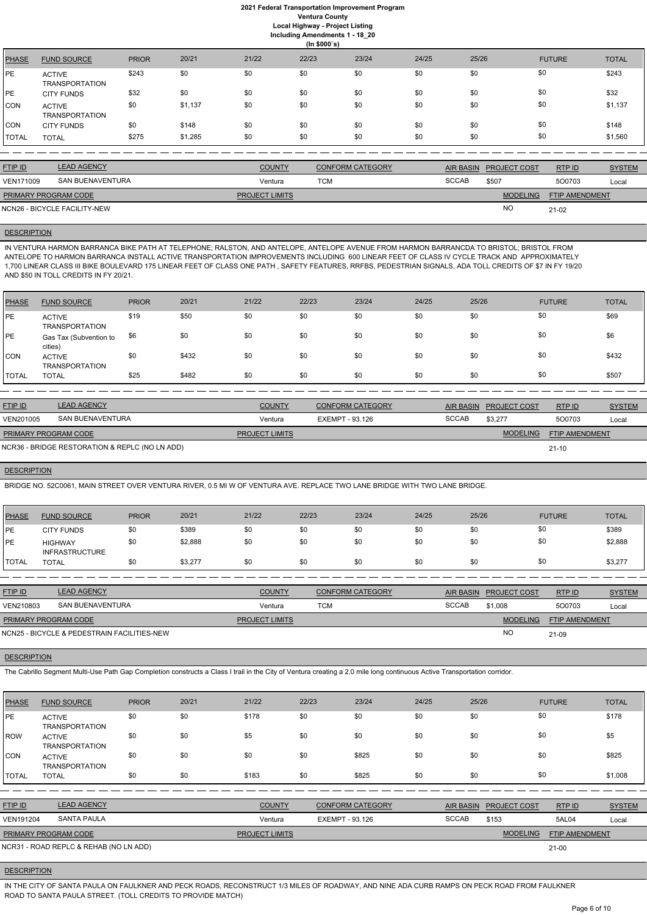# 2021 Federal Transportation Improvement Program
## Ventura County
### Local Highway - Project Listing
### Including Amendments 1 - 18_20
### (In $000`s)

| PHASE | FUND SOURCE | PRIOR | 20/21 | 21/22 | 22/23 | 23/24 | 24/25 | 25/26 | FUTURE | TOTAL |
|---|---|---|---|---|---|---|---|---|---|---|
| PE | ACTIVE TRANSPORTATION | $243 | $0 | $0 | $0 | $0 | $0 | $0 | $0 | $243 |
| PE | CITY FUNDS | $32 | $0 | $0 | $0 | $0 | $0 | $0 | $0 | $32 |
| CON | ACTIVE TRANSPORTATION | $0 | $1,137 | $0 | $0 | $0 | $0 | $0 | $0 | $1,137 |
| CON | CITY FUNDS | $0 | $148 | $0 | $0 | $0 | $0 | $0 | $0 | $148 |
| TOTAL | TOTAL | $275 | $1,285 | $0 | $0 | $0 | $0 | $0 | $0 | $1,560 |

| FTIP ID | LEAD AGENCY | COUNTY | CONFORM CATEGORY | AIR BASIN | PROJECT COST | RTP ID | SYSTEM |
|---|---|---|---|---|---|---|---|
| VEN171009 | SAN BUENAVENTURA | Ventura | TCM | SCCAB | $507 | 5O0703 | Local |

| PRIMARY PROGRAM CODE | PROJECT LIMITS | MODELING | FTIP AMENDMENT |
|---|---|---|---|
| NCN26 - BICYCLE FACILITY-NEW | | NO | 21-02 |

**DESCRIPTION**

IN VENTURA HARMON BARRANCA BIKE PATH AT TELEPHONE; RALSTON, AND ANTELOPE, ANTELOPE AVENUE FROM HARMON BARRANCDA TO BRISTOL; BRISTOL FROM ANTELOPE TO HARMON BARRANCA INSTALL ACTIVE TRANSPORTATION IMPROVEMENTS INCLUDING 600 LINEAR FEET OF CLASS IV CYCLE TRACK AND APPROXIMATELY 1,700 LINEAR CLASS III BIKE BOULEVARD 175 LINEAR FEET OF CLASS ONE PATH , SAFETY FEATURES, RRFBS, PEDESTRIAN SIGNALS, ADA TOLL CREDITS OF $7 IN FY 19/20 AND $50 IN TOLL CREDITS IN FY 20/21.

| PHASE | FUND SOURCE | PRIOR | 20/21 | 21/22 | 22/23 | 23/24 | 24/25 | 25/26 | FUTURE | TOTAL |
|---|---|---|---|---|---|---|---|---|---|---|
| PE | ACTIVE TRANSPORTATION | $19 | $50 | $0 | $0 | $0 | $0 | $0 | $0 | $69 |
| PE | Gas Tax (Subvention to cities) | $6 | $0 | $0 | $0 | $0 | $0 | $0 | $0 | $6 |
| CON | ACTIVE TRANSPORTATION | $0 | $432 | $0 | $0 | $0 | $0 | $0 | $0 | $432 |
| TOTAL | TOTAL | $25 | $482 | $0 | $0 | $0 | $0 | $0 | $0 | $507 |

| FTIP ID | LEAD AGENCY | COUNTY | CONFORM CATEGORY | AIR BASIN | PROJECT COST | RTP ID | SYSTEM |
|---|---|---|---|---|---|---|---|
| VEN201005 | SAN BUENAVENTURA | Ventura | EXEMPT - 93.126 | SCCAB | $3,277 | 5O0703 | Local |

| PRIMARY PROGRAM CODE | PROJECT LIMITS | MODELING | FTIP AMENDMENT |
|---|---|---|---|
| NCR36 - BRIDGE RESTORATION & REPLC (NO LN ADD) | | | 21-10 |

**DESCRIPTION**

BRIDGE NO. 52C0061, MAIN STREET OVER VENTURA RIVER, 0.5 MI W OF VENTURA AVE. REPLACE TWO LANE BRIDGE WITH TWO LANE BRIDGE.

| PHASE | FUND SOURCE | PRIOR | 20/21 | 21/22 | 22/23 | 23/24 | 24/25 | 25/26 | FUTURE | TOTAL |
|---|---|---|---|---|---|---|---|---|---|---|
| PE | CITY FUNDS | $0 | $389 | $0 | $0 | $0 | $0 | $0 | $0 | $389 |
| PE | HIGHWAY INFRASTRUCTURE | $0 | $2,888 | $0 | $0 | $0 | $0 | $0 | $0 | $2,888 |
| TOTAL | TOTAL | $0 | $3,277 | $0 | $0 | $0 | $0 | $0 | $0 | $3,277 |

| FTIP ID | LEAD AGENCY | COUNTY | CONFORM CATEGORY | AIR BASIN | PROJECT COST | RTP ID | SYSTEM |
|---|---|---|---|---|---|---|---|
| VEN210803 | SAN BUENAVENTURA | Ventura | TCM | SCCAB | $1,008 | 5O0703 | Local |

| PRIMARY PROGRAM CODE | PROJECT LIMITS | MODELING | FTIP AMENDMENT |
|---|---|---|---|
| NCN25 - BICYCLE & PEDESTRAIN FACILITIES-NEW | | NO | 21-09 |

**DESCRIPTION**

The Cabrillo Segment Multi-Use Path Gap Completion constructs a Class I trail in the City of Ventura creating a 2.0 mile long continuous Active Transportation corridor.

| PHASE | FUND SOURCE | PRIOR | 20/21 | 21/22 | 22/23 | 23/24 | 24/25 | 25/26 | FUTURE | TOTAL |
|---|---|---|---|---|---|---|---|---|---|---|
| PE | ACTIVE TRANSPORTATION | $0 | $0 | $178 | $0 | $0 | $0 | $0 | $0 | $178 |
| ROW | ACTIVE TRANSPORTATION | $0 | $0 | $5 | $0 | $0 | $0 | $0 | $0 | $5 |
| CON | ACTIVE TRANSPORTATION | $0 | $0 | $0 | $0 | $825 | $0 | $0 | $0 | $825 |
| TOTAL | TOTAL | $0 | $0 | $183 | $0 | $825 | $0 | $0 | $0 | $1,008 |

| FTIP ID | LEAD AGENCY | COUNTY | CONFORM CATEGORY | AIR BASIN | PROJECT COST | RTP ID | SYSTEM |
|---|---|---|---|---|---|---|---|
| VEN191204 | SANTA PAULA | Ventura | EXEMPT - 93.126 | SCCAB | $153 | 5AL04 | Local |

| PRIMARY PROGRAM CODE | PROJECT LIMITS | MODELING | FTIP AMENDMENT |
|---|---|---|---|
| NCR31 - ROAD REPLC & REHAB (NO LN ADD) | | | 21-00 |

**DESCRIPTION**

IN THE CITY OF SANTA PAULA ON FAULKNER AND PECK ROADS, RECONSTRUCT 1/3 MILES OF ROADWAY, AND NINE ADA CURB RAMPS ON PECK ROAD FROM FAULKNER ROAD TO SANTA PAULA STREET. (TOLL CREDITS TO PROVIDE MATCH)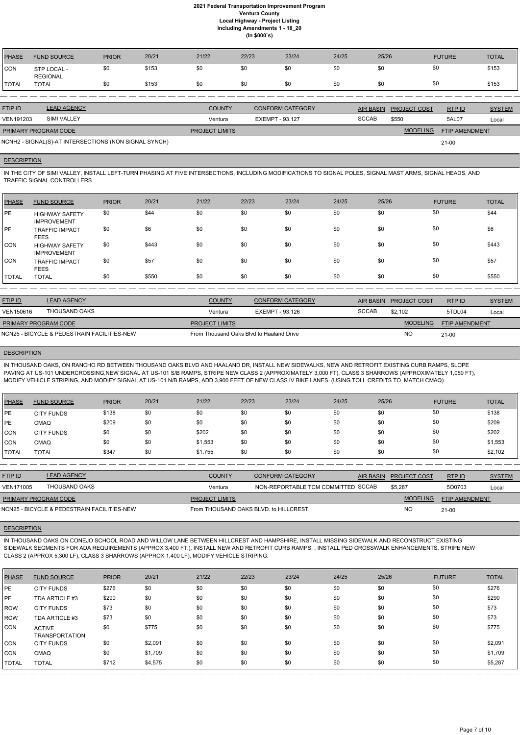| PHASE | FUND SOURCE | PRIOR | 20/21 | 21/22 | 22/23 | 23/24 | 24/25 | 25/26 | FUTURE | TOTAL |
|---|---|---|---|---|---|---|---|---|---|---|
| CON | STP LOCAL - REGIONAL | $0 | $153 | $0 | $0 | $0 | $0 | $0 | $0 | $153 |
| TOTAL | TOTAL | $0 | $153 | $0 | $0 | $0 | $0 | $0 | $0 | $153 |

| FTIP ID | LEAD AGENCY | COUNTY | CONFORM CATEGORY | AIR BASIN | PROJECT COST | RTP ID | SYSTEM |
|---|---|---|---|---|---|---|---|
| VEN191203 | SIMI VALLEY | Ventura | EXEMPT - 93.127 | SCCAB | $550 | 5AL07 | Local |

| PRIMARY PROGRAM CODE | PROJECT LIMITS | MODELING | FTIP AMENDMENT |
|---|---|---|---|
| NCNH2 - SIGNAL(S)-AT INTERSECTIONS (NON SIGNAL SYNCH) | | | 21-00 |

**DESCRIPTION**

IN THE CITY OF SIMI VALLEY, INSTALL LEFT-TURN PHASING AT FIVE INTERSECTIONS, INCLUDING MODIFICATIONS TO SIGNAL POLES, SIGNAL MAST ARMS, SIGNAL HEADS, AND TRAFFIC SIGNAL CONTROLLERS

| PHASE | FUND SOURCE | PRIOR | 20/21 | 21/22 | 22/23 | 23/24 | 24/25 | 25/26 | FUTURE | TOTAL |
|---|---|---|---|---|---|---|---|---|---|---|
| PE | HIGHWAY SAFETY IMPROVEMENT | $0 | $44 | $0 | $0 | $0 | $0 | $0 | $0 | $44 |
| PE | TRAFFIC IMPACT FEES | $0 | $6 | $0 | $0 | $0 | $0 | $0 | $0 | $6 |
| CON | HIGHWAY SAFETY IMPROVEMENT | $0 | $443 | $0 | $0 | $0 | $0 | $0 | $0 | $443 |
| CON | TRAFFIC IMPACT FEES | $0 | $57 | $0 | $0 | $0 | $0 | $0 | $0 | $57 |
| TOTAL | TOTAL | $0 | $550 | $0 | $0 | $0 | $0 | $0 | $0 | $550 |

| FTIP ID | LEAD AGENCY | COUNTY | CONFORM CATEGORY | AIR BASIN | PROJECT COST | RTP ID | SYSTEM |
|---|---|---|---|---|---|---|---|
| VEN150616 | THOUSAND OAKS | Ventura | EXEMPT - 93.126 | SCCAB | $2,102 | 5TDL04 | Local |

| PRIMARY PROGRAM CODE | PROJECT LIMITS | MODELING | FTIP AMENDMENT |
|---|---|---|---|
| NCN25 - BICYCLE & PEDESTRIAN FACILITIES-NEW | From Thousand Oaks Blvd to Haaland Drive | NO | 21-00 |

**DESCRIPTION**

IN THOUSAND OAKS, ON RANCHO RD BETWEEN THOUSAND OAKS BLVD AND HAALAND DR, INSTALL NEW SIDEWALKS, NEW AND RETROFIT EXISTING CURB RAMPS, SLOPE PAVING AT US-101 UNDERCROSSING,NEW SIGNAL AT US-101 S/B RAMPS, STRIPE NEW CLASS 2 (APPROXIMATELY 3,000 FT), CLASS 3 SHARROWS (APPROXIMATELY 1,050 FT), MODIFY VEHICLE STRIPING, AND MODIFY SIGNAL AT US-101 N/B RAMPS, ADD 3,900 FEET OF NEW CLASS IV BIKE LANES. (USING TOLL CREDITS TO MATCH CMAQ)

| PHASE | FUND SOURCE | PRIOR | 20/21 | 21/22 | 22/23 | 23/24 | 24/25 | 25/26 | FUTURE | TOTAL |
|---|---|---|---|---|---|---|---|---|---|---|
| PE | CITY FUNDS | $138 | $0 | $0 | $0 | $0 | $0 | $0 | $0 | $138 |
| PE | CMAQ | $209 | $0 | $0 | $0 | $0 | $0 | $0 | $0 | $209 |
| CON | CITY FUNDS | $0 | $0 | $202 | $0 | $0 | $0 | $0 | $0 | $202 |
| CON | CMAQ | $0 | $0 | $1,553 | $0 | $0 | $0 | $0 | $0 | $1,553 |
| TOTAL | TOTAL | $347 | $0 | $1,755 | $0 | $0 | $0 | $0 | $0 | $2,102 |

| FTIP ID | LEAD AGENCY | COUNTY | CONFORM CATEGORY | AIR BASIN | PROJECT COST | RTP ID | SYSTEM |
|---|---|---|---|---|---|---|---|
| VEN171005 | THOUSAND OAKS | Ventura | NON-REPORTABLE TCM COMMITTED | SCCAB | $5,287 | 5O0703 | Local |

| PRIMARY PROGRAM CODE | PROJECT LIMITS | MODELING | FTIP AMENDMENT |
|---|---|---|---|
| NCN25 - BICYCLE & PEDESTRIAN FACILITIES-NEW | From THOUSAND OAKS BLVD. to HILLCREST | NO | 21-00 |

**DESCRIPTION**

IN THOUSAND OAKS ON CONEJO SCHOOL ROAD AND WILLOW LANE BETWEEN HILLCREST AND HAMPSHIRE, INSTALL MISSING SIDEWALK AND RECONSTRUCT EXISTING SIDEWALK SEGMENTS FOR ADA REQUIREMENTS (APPROX 3,400 FT.), INSTALL NEW AND RETROFIT CURB RAMPS, , INSTALL PED CROSSWALK ENHANCEMENTS, STRIPE NEW CLASS 2 (APPROX 5,300 LF), CLASS 3 SHARROWS (APPROX 1,400 LF), MODIFY VEHICLE STRIPING.

| PHASE | FUND SOURCE | PRIOR | 20/21 | 21/22 | 22/23 | 23/24 | 24/25 | 25/26 | FUTURE | TOTAL |
|---|---|---|---|---|---|---|---|---|---|---|
| PE | CITY FUNDS | $276 | $0 | $0 | $0 | $0 | $0 | $0 | $0 | $276 |
| PE | TDA ARTICLE #3 | $290 | $0 | $0 | $0 | $0 | $0 | $0 | $0 | $290 |
| ROW | CITY FUNDS | $73 | $0 | $0 | $0 | $0 | $0 | $0 | $0 | $73 |
| ROW | TDA ARTICLE #3 | $73 | $0 | $0 | $0 | $0 | $0 | $0 | $0 | $73 |
| CON | ACTIVE TRANSPORTATION | $0 | $775 | $0 | $0 | $0 | $0 | $0 | $0 | $775 |
| CON | CITY FUNDS | $0 | $2,091 | $0 | $0 | $0 | $0 | $0 | $0 | $2,091 |
| CON | CMAQ | $0 | $1,709 | $0 | $0 | $0 | $0 | $0 | $0 | $1,709 |
| TOTAL | TOTAL | $712 | $4,575 | $0 | $0 | $0 | $0 | $0 | $0 | $5,287 |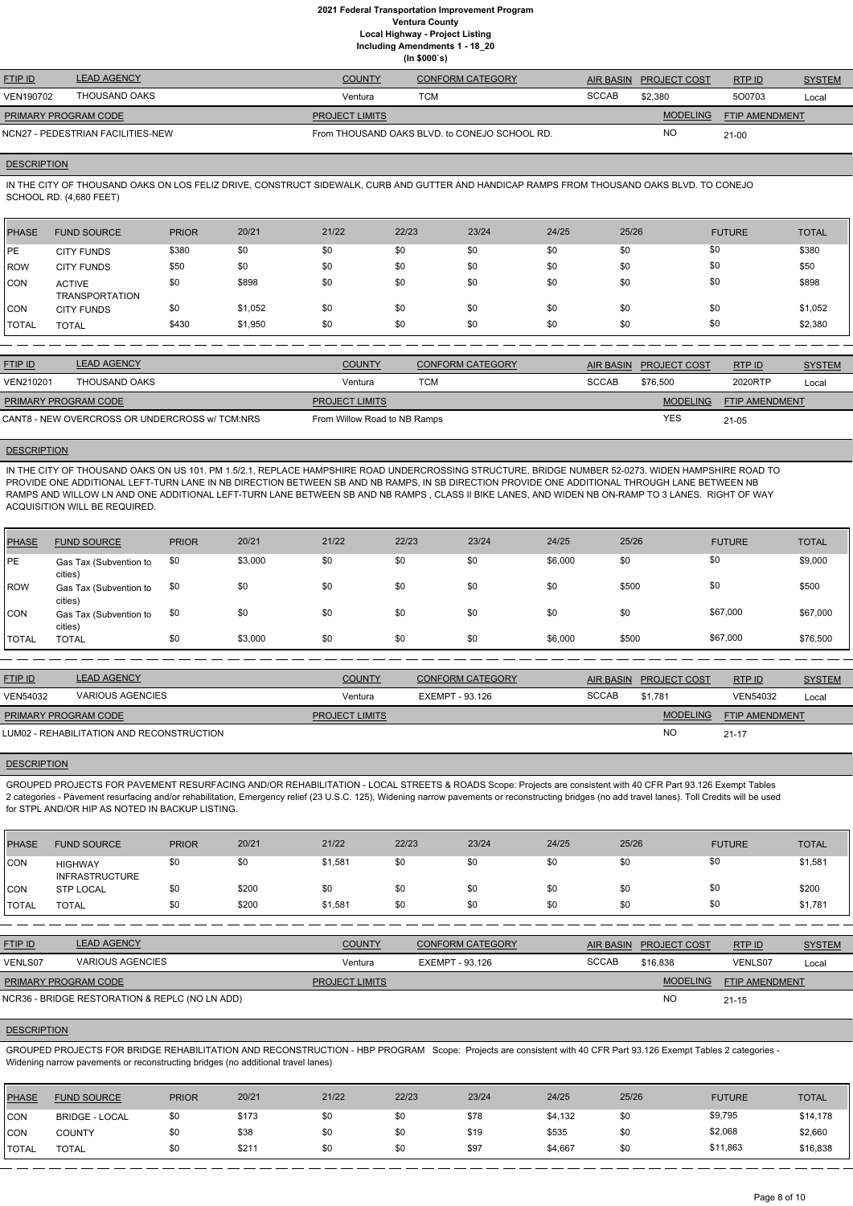# 2021 Federal Transportation Improvement Program
## Ventura County
### Local Highway - Project Listing
### Including Amendments 1 - 18_20
### (In $000`s)

| FTIP ID | LEAD AGENCY | COUNTY | CONFORM CATEGORY | AIR BASIN | PROJECT COST | RTP ID | SYSTEM |
|---|---|---|---|---|---|---|---|
| VEN190702 | THOUSAND OAKS | Ventura | TCM | SCCAB | $2,380 | 5O0703 | Local |

| PRIMARY PROGRAM CODE | PROJECT LIMITS | MODELING | FTIP AMENDMENT |
|---|---|---|---|
| NCN27 - PEDESTRIAN FACILITIES-NEW | From THOUSAND OAKS BLVD. to CONEJO SCHOOL RD. | NO | 21-00 |

**DESCRIPTION**

IN THE CITY OF THOUSAND OAKS ON LOS FELIZ DRIVE, CONSTRUCT SIDEWALK, CURB AND GUTTER AND HANDICAP RAMPS FROM THOUSAND OAKS BLVD. TO CONEJO SCHOOL RD. (4,680 FEET)

| PHASE | FUND SOURCE | PRIOR | 20/21 | 21/22 | 22/23 | 23/24 | 24/25 | 25/26 | FUTURE | TOTAL |
|---|---|---|---|---|---|---|---|---|---|---|
| PE | CITY FUNDS | $380 | $0 | $0 | $0 | $0 | $0 | $0 | $0 | $380 |
| ROW | CITY FUNDS | $50 | $0 | $0 | $0 | $0 | $0 | $0 | $0 | $50 |
| CON | ACTIVE TRANSPORTATION | $0 | $898 | $0 | $0 | $0 | $0 | $0 | $0 | $898 |
| CON | CITY FUNDS | $0 | $1,052 | $0 | $0 | $0 | $0 | $0 | $0 | $1,052 |
| TOTAL | TOTAL | $430 | $1,950 | $0 | $0 | $0 | $0 | $0 | $0 | $2,380 |

| FTIP ID | LEAD AGENCY | COUNTY | CONFORM CATEGORY | AIR BASIN | PROJECT COST | RTP ID | SYSTEM |
|---|---|---|---|---|---|---|---|
| VEN210201 | THOUSAND OAKS | Ventura | TCM | SCCAB | $76,500 | 2020RTP | Local |

| PRIMARY PROGRAM CODE | PROJECT LIMITS | MODELING | FTIP AMENDMENT |
|---|---|---|---|
| CANT8 - NEW OVERCROSS OR UNDERCROSS w/ TCM:NRS | From Willow Road to NB Ramps | YES | 21-05 |

**DESCRIPTION**

IN THE CITY OF THOUSAND OAKS ON US 101. PM 1.5/2.1, REPLACE HAMPSHIRE ROAD UNDERCROSSING STRUCTURE, BRIDGE NUMBER 52-0273. WIDEN HAMPSHIRE ROAD TO PROVIDE ONE ADDITIONAL LEFT-TURN LANE IN NB DIRECTION BETWEEN SB AND NB RAMPS, IN SB DIRECTION PROVIDE ONE ADDITIONAL THROUGH LANE BETWEEN NB RAMPS AND WILLOW LN AND ONE ADDITIONAL LEFT-TURN LANE BETWEEN SB AND NB RAMPS , CLASS II BIKE LANES, AND WIDEN NB ON-RAMP TO 3 LANES. RIGHT OF WAY ACQUISITION WILL BE REQUIRED.

| PHASE | FUND SOURCE | PRIOR | 20/21 | 21/22 | 22/23 | 23/24 | 24/25 | 25/26 | FUTURE | TOTAL |
|---|---|---|---|---|---|---|---|---|---|---|
| PE | Gas Tax (Subvention to cities) | $0 | $3,000 | $0 | $0 | $0 | $6,000 | $0 | $0 | $9,000 |
| ROW | Gas Tax (Subvention to cities) | $0 | $0 | $0 | $0 | $0 | $0 | $500 | $0 | $500 |
| CON | Gas Tax (Subvention to cities) | $0 | $0 | $0 | $0 | $0 | $0 | $0 | $67,000 | $67,000 |
| TOTAL | TOTAL | $0 | $3,000 | $0 | $0 | $0 | $6,000 | $500 | $67,000 | $76,500 |

| FTIP ID | LEAD AGENCY | COUNTY | CONFORM CATEGORY | AIR BASIN | PROJECT COST | RTP ID | SYSTEM |
|---|---|---|---|---|---|---|---|
| VEN54032 | VARIOUS AGENCIES | Ventura | EXEMPT - 93.126 | SCCAB | $1,781 | VEN54032 | Local |

| PRIMARY PROGRAM CODE | PROJECT LIMITS | MODELING | FTIP AMENDMENT |
|---|---|---|---|
| LUM02 - REHABILITATION AND RECONSTRUCTION | | NO | 21-17 |

**DESCRIPTION**

GROUPED PROJECTS FOR PAVEMENT RESURFACING AND/OR REHABILITATION - LOCAL STREETS & ROADS Scope: Projects are consistent with 40 CFR Part 93.126 Exempt Tables 2 categories - Pavement resurfacing and/or rehabilitation, Emergency relief (23 U.S.C. 125), Widening narrow pavements or reconstructing bridges (no add travel lanes). Toll Credits will be used for STPL AND/OR HIP AS NOTED IN BACKUP LISTING.

| PHASE | FUND SOURCE | PRIOR | 20/21 | 21/22 | 22/23 | 23/24 | 24/25 | 25/26 | FUTURE | TOTAL |
|---|---|---|---|---|---|---|---|---|---|---|
| CON | HIGHWAY INFRASTRUCTURE | $0 | $0 | $1,581 | $0 | $0 | $0 | $0 | $0 | $1,581 |
| CON | STP LOCAL | $0 | $200 | $0 | $0 | $0 | $0 | $0 | $0 | $200 |
| TOTAL | TOTAL | $0 | $200 | $1,581 | $0 | $0 | $0 | $0 | $0 | $1,781 |

| FTIP ID | LEAD AGENCY | COUNTY | CONFORM CATEGORY | AIR BASIN | PROJECT COST | RTP ID | SYSTEM |
|---|---|---|---|---|---|---|---|
| VENLS07 | VARIOUS AGENCIES | Ventura | EXEMPT - 93.126 | SCCAB | $16,838 | VENLS07 | Local |

| PRIMARY PROGRAM CODE | PROJECT LIMITS | MODELING | FTIP AMENDMENT |
|---|---|---|---|
| NCR36 - BRIDGE RESTORATION & REPLC (NO LN ADD) | | NO | 21-15 |

**DESCRIPTION**

GROUPED PROJECTS FOR BRIDGE REHABILITATION AND RECONSTRUCTION - HBP PROGRAM Scope: Projects are consistent with 40 CFR Part 93.126 Exempt Tables 2 categories - Widening narrow pavements or reconstructing bridges (no additional travel lanes)

| PHASE | FUND SOURCE | PRIOR | 20/21 | 21/22 | 22/23 | 23/24 | 24/25 | 25/26 | FUTURE | TOTAL |
|---|---|---|---|---|---|---|---|---|---|---|
| CON | BRIDGE - LOCAL | $0 | $173 | $0 | $0 | $78 | $4,132 | $0 | $9,795 | $14,178 |
| CON | COUNTY | $0 | $38 | $0 | $0 | $19 | $535 | $0 | $2,068 | $2,660 |
| TOTAL | TOTAL | $0 | $211 | $0 | $0 | $97 | $4,667 | $0 | $11,863 | $16,838 |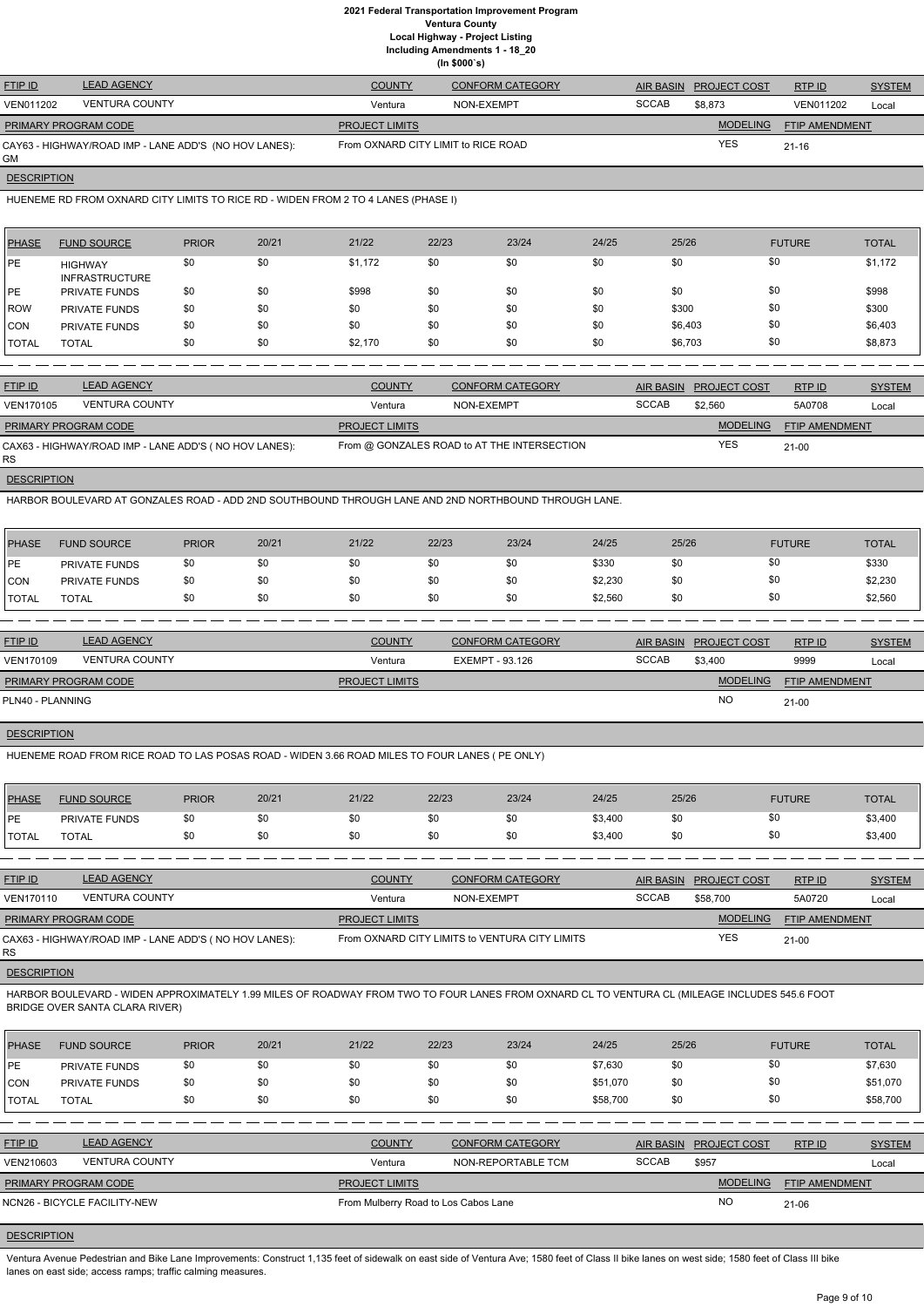**2021 Federal Transportation Improvement Program**
**Ventura County**
**Local Highway - Project Listing**
**Including Amendments 1 - 18_20**
**(In $000`s)**

| FTIP ID | LEAD AGENCY | COUNTY | CONFORM CATEGORY | AIR BASIN | PROJECT COST | RTP ID | SYSTEM |
|---|---|---|---|---|---|---|---|
| VEN011202 | VENTURA COUNTY | Ventura | NON-EXEMPT | SCCAB | $8,873 | VEN011202 | Local |

| PRIMARY PROGRAM CODE | PROJECT LIMITS | MODELING | FTIP AMENDMENT |
|---|---|---|---|
| CAY63 - HIGHWAY/ROAD IMP - LANE ADD'S (NO HOV LANES): GM | From OXNARD CITY LIMIT to RICE ROAD | YES | 21-16 |

**DESCRIPTION**

HUENEME RD FROM OXNARD CITY LIMITS TO RICE RD - WIDEN FROM 2 TO 4 LANES (PHASE I)

| PHASE | FUND SOURCE | PRIOR | 20/21 | 21/22 | 22/23 | 23/24 | 24/25 | 25/26 | FUTURE | TOTAL |
|---|---|---|---|---|---|---|---|---|---|---|
| PE | HIGHWAY INFRASTRUCTURE | $0 | $0 | $1,172 | $0 | $0 | $0 | $0 | $0 | $1,172 |
| PE | PRIVATE FUNDS | $0 | $0 | $998 | $0 | $0 | $0 | $0 | $0 | $998 |
| ROW | PRIVATE FUNDS | $0 | $0 | $0 | $0 | $0 | $0 | $300 | $0 | $300 |
| CON | PRIVATE FUNDS | $0 | $0 | $0 | $0 | $0 | $0 | $6,403 | $0 | $6,403 |
| TOTAL | TOTAL | $0 | $0 | $2,170 | $0 | $0 | $0 | $6,703 | $0 | $8,873 |

| FTIP ID | LEAD AGENCY | COUNTY | CONFORM CATEGORY | AIR BASIN | PROJECT COST | RTP ID | SYSTEM |
|---|---|---|---|---|---|---|---|
| VEN170105 | VENTURA COUNTY | Ventura | NON-EXEMPT | SCCAB | $2,560 | 5A0708 | Local |

| PRIMARY PROGRAM CODE | PROJECT LIMITS | MODELING | FTIP AMENDMENT |
|---|---|---|---|
| CAX63 - HIGHWAY/ROAD IMP - LANE ADD'S ( NO HOV LANES): RS | From @ GONZALES ROAD to AT THE INTERSECTION | YES | 21-00 |

**DESCRIPTION**

HARBOR BOULEVARD AT GONZALES ROAD - ADD 2ND SOUTHBOUND THROUGH LANE AND 2ND NORTHBOUND THROUGH LANE.

| PHASE | FUND SOURCE | PRIOR | 20/21 | 21/22 | 22/23 | 23/24 | 24/25 | 25/26 | FUTURE | TOTAL |
|---|---|---|---|---|---|---|---|---|---|---|
| PE | PRIVATE FUNDS | $0 | $0 | $0 | $0 | $0 | $330 | $0 | $0 | $330 |
| CON | PRIVATE FUNDS | $0 | $0 | $0 | $0 | $0 | $2,230 | $0 | $0 | $2,230 |
| TOTAL | TOTAL | $0 | $0 | $0 | $0 | $0 | $2,560 | $0 | $0 | $2,560 |

| FTIP ID | LEAD AGENCY | COUNTY | CONFORM CATEGORY | AIR BASIN | PROJECT COST | RTP ID | SYSTEM |
|---|---|---|---|---|---|---|---|
| VEN170109 | VENTURA COUNTY | Ventura | EXEMPT - 93.126 | SCCAB | $3,400 | 9999 | Local |

| PRIMARY PROGRAM CODE | PROJECT LIMITS | MODELING | FTIP AMENDMENT |
|---|---|---|---|
| PLN40 - PLANNING | | NO | 21-00 |

**DESCRIPTION**

HUENEME ROAD FROM RICE ROAD TO LAS POSAS ROAD - WIDEN 3.66 ROAD MILES TO FOUR LANES ( PE ONLY)

| PHASE | FUND SOURCE | PRIOR | 20/21 | 21/22 | 22/23 | 23/24 | 24/25 | 25/26 | FUTURE | TOTAL |
|---|---|---|---|---|---|---|---|---|---|---|
| PE | PRIVATE FUNDS | $0 | $0 | $0 | $0 | $0 | $3,400 | $0 | $0 | $3,400 |
| TOTAL | TOTAL | $0 | $0 | $0 | $0 | $0 | $3,400 | $0 | $0 | $3,400 |

| FTIP ID | LEAD AGENCY | COUNTY | CONFORM CATEGORY | AIR BASIN | PROJECT COST | RTP ID | SYSTEM |
|---|---|---|---|---|---|---|---|
| VEN170110 | VENTURA COUNTY | Ventura | NON-EXEMPT | SCCAB | $58,700 | 5A0720 | Local |

| PRIMARY PROGRAM CODE | PROJECT LIMITS | MODELING | FTIP AMENDMENT |
|---|---|---|---|
| CAX63 - HIGHWAY/ROAD IMP - LANE ADD'S ( NO HOV LANES): RS | From OXNARD CITY LIMITS to VENTURA CITY LIMITS | YES | 21-00 |

**DESCRIPTION**

HARBOR BOULEVARD - WIDEN APPROXIMATELY 1.99 MILES OF ROADWAY FROM TWO TO FOUR LANES FROM OXNARD CL TO VENTURA CL (MILEAGE INCLUDES 545.6 FOOT BRIDGE OVER SANTA CLARA RIVER)

| PHASE | FUND SOURCE | PRIOR | 20/21 | 21/22 | 22/23 | 23/24 | 24/25 | 25/26 | FUTURE | TOTAL |
|---|---|---|---|---|---|---|---|---|---|---|
| PE | PRIVATE FUNDS | $0 | $0 | $0 | $0 | $0 | $7,630 | $0 | $0 | $7,630 |
| CON | PRIVATE FUNDS | $0 | $0 | $0 | $0 | $0 | $51,070 | $0 | $0 | $51,070 |
| TOTAL | TOTAL | $0 | $0 | $0 | $0 | $0 | $58,700 | $0 | $0 | $58,700 |

| FTIP ID | LEAD AGENCY | COUNTY | CONFORM CATEGORY | AIR BASIN | PROJECT COST | RTP ID | SYSTEM |
|---|---|---|---|---|---|---|---|
| VEN210603 | VENTURA COUNTY | Ventura | NON-REPORTABLE TCM | SCCAB | $957 | | Local |

| PRIMARY PROGRAM CODE | PROJECT LIMITS | MODELING | FTIP AMENDMENT |
|---|---|---|---|
| NCN26 - BICYCLE FACILITY-NEW | From Mulberry Road to Los Cabos Lane | NO | 21-06 |

**DESCRIPTION**

Ventura Avenue Pedestrian and Bike Lane Improvements: Construct 1,135 feet of sidewalk on east side of Ventura Ave; 1580 feet of Class II bike lanes on west side; 1580 feet of Class III bike lanes on east side; access ramps; traffic calming measures.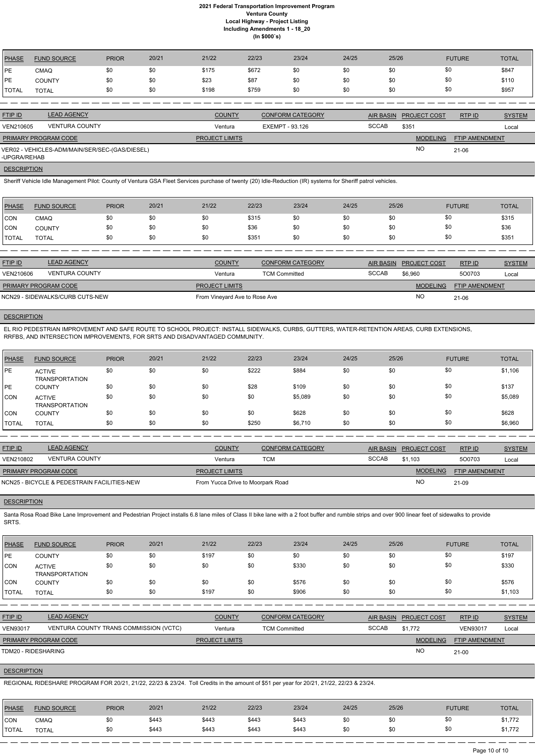# 2021 Federal Transportation Improvement Program
## Ventura County
### Local Highway - Project Listing
### Including Amendments 1 - 18_20
### (In $000`s)

| PHASE | FUND SOURCE | PRIOR | 20/21 | 21/22 | 22/23 | 23/24 | 24/25 | 25/26 | FUTURE | TOTAL |
|---|---|---|---|---|---|---|---|---|---|---|
| PE | CMAQ | $0 | $0 | $175 | $672 | $0 | $0 | $0 | $0 | $847 |
| PE | COUNTY | $0 | $0 | $23 | $87 | $0 | $0 | $0 | $0 | $110 |
| TOTAL | TOTAL | $0 | $0 | $198 | $759 | $0 | $0 | $0 | $0 | $957 |

| FTIP ID | LEAD AGENCY | COUNTY | CONFORM CATEGORY | AIR BASIN | PROJECT COST | RTP ID | SYSTEM |
|---|---|---|---|---|---|---|---|
| VEN210605 | VENTURA COUNTY | Ventura | EXEMPT - 93.126 | SCCAB | $351 | | Local |

| PRIMARY PROGRAM CODE | PROJECT LIMITS | MODELING | FTIP AMENDMENT |
|---|---|---|---|
| VER02 - VEHICLES-ADM/MAIN/SER/SEC-(GAS/DIESEL) -UPGRA/REHAB | | NO | 21-06 |

**DESCRIPTION**

Sheriff Vehicle Idle Management Pilot: County of Ventura GSA Fleet Services purchase of twenty (20) Idle-Reduction (IR) systems for Sheriff patrol vehicles.

| PHASE | FUND SOURCE | PRIOR | 20/21 | 21/22 | 22/23 | 23/24 | 24/25 | 25/26 | FUTURE | TOTAL |
|---|---|---|---|---|---|---|---|---|---|---|
| CON | CMAQ | $0 | $0 | $0 | $315 | $0 | $0 | $0 | $0 | $315 |
| CON | COUNTY | $0 | $0 | $0 | $36 | $0 | $0 | $0 | $0 | $36 |
| TOTAL | TOTAL | $0 | $0 | $0 | $351 | $0 | $0 | $0 | $0 | $351 |

| FTIP ID | LEAD AGENCY | COUNTY | CONFORM CATEGORY | AIR BASIN | PROJECT COST | RTP ID | SYSTEM |
|---|---|---|---|---|---|---|---|
| VEN210606 | VENTURA COUNTY | Ventura | TCM Committed | SCCAB | $6,960 | 5O0703 | Local |

| PRIMARY PROGRAM CODE | PROJECT LIMITS | MODELING | FTIP AMENDMENT |
|---|---|---|---|
| NCN29 - SIDEWALKS/CURB CUTS-NEW | From Vineyard Ave to Rose Ave | NO | 21-06 |

**DESCRIPTION**

EL RIO PEDESTRIAN IMPROVEMENT AND SAFE ROUTE TO SCHOOL PROJECT: INSTALL SIDEWALKS, CURBS, GUTTERS, WATER-RETENTION AREAS, CURB EXTENSIONS, RRFBS, AND INTERSECTION IMPROVEMENTS, FOR SRTS AND DISADVANTAGED COMMUNITY.

| PHASE | FUND SOURCE | PRIOR | 20/21 | 21/22 | 22/23 | 23/24 | 24/25 | 25/26 | FUTURE | TOTAL |
|---|---|---|---|---|---|---|---|---|---|---|
| PE | ACTIVE TRANSPORTATION | $0 | $0 | $0 | $222 | $884 | $0 | $0 | $0 | $1,106 |
| PE | COUNTY | $0 | $0 | $0 | $28 | $109 | $0 | $0 | $0 | $137 |
| CON | ACTIVE TRANSPORTATION | $0 | $0 | $0 | $0 | $5,089 | $0 | $0 | $0 | $5,089 |
| CON | COUNTY | $0 | $0 | $0 | $0 | $628 | $0 | $0 | $0 | $628 |
| TOTAL | TOTAL | $0 | $0 | $0 | $250 | $6,710 | $0 | $0 | $0 | $6,960 |

| FTIP ID | LEAD AGENCY | COUNTY | CONFORM CATEGORY | AIR BASIN | PROJECT COST | RTP ID | SYSTEM |
|---|---|---|---|---|---|---|---|
| VEN210802 | VENTURA COUNTY | Ventura | TCM | SCCAB | $1,103 | 5O0703 | Local |

| PRIMARY PROGRAM CODE | PROJECT LIMITS | MODELING | FTIP AMENDMENT |
|---|---|---|---|
| NCN25 - BICYCLE & PEDESTRAIN FACILITIES-NEW | From Yucca Drive to Moorpark Road | NO | 21-09 |

**DESCRIPTION**

Santa Rosa Road Bike Lane Improvement and Pedestrian Project installs 6.8 lane miles of Class II bike lane with a 2 foot buffer and rumble strips and over 900 linear feet of sidewalks to provide SRTS.

| PHASE | FUND SOURCE | PRIOR | 20/21 | 21/22 | 22/23 | 23/24 | 24/25 | 25/26 | FUTURE | TOTAL |
|---|---|---|---|---|---|---|---|---|---|---|
| PE | COUNTY | $0 | $0 | $197 | $0 | $0 | $0 | $0 | $0 | $197 |
| CON | ACTIVE TRANSPORTATION | $0 | $0 | $0 | $0 | $330 | $0 | $0 | $0 | $330 |
| CON | COUNTY | $0 | $0 | $0 | $0 | $576 | $0 | $0 | $0 | $576 |
| TOTAL | TOTAL | $0 | $0 | $197 | $0 | $906 | $0 | $0 | $0 | $1,103 |

| FTIP ID | LEAD AGENCY | COUNTY | CONFORM CATEGORY | AIR BASIN | PROJECT COST | RTP ID | SYSTEM |
|---|---|---|---|---|---|---|---|
| VEN93017 | VENTURA COUNTY TRANS COMMISSION (VCTC) | Ventura | TCM Committed | SCCAB | $1,772 | VEN93017 | Local |

| PRIMARY PROGRAM CODE | PROJECT LIMITS | MODELING | FTIP AMENDMENT |
|---|---|---|---|
| TDM20 - RIDESHARING | | NO | 21-00 |

**DESCRIPTION**

REGIONAL RIDESHARE PROGRAM FOR 20/21, 21/22, 22/23 & 23/24. Toll Credits in the amount of $51 per year for 20/21, 21/22, 22/23 & 23/24.

| PHASE | FUND SOURCE | PRIOR | 20/21 | 21/22 | 22/23 | 23/24 | 24/25 | 25/26 | FUTURE | TOTAL |
|---|---|---|---|---|---|---|---|---|---|---|
| CON | CMAQ | $0 | $443 | $443 | $443 | $443 | $0 | $0 | $0 | $1,772 |
| TOTAL | TOTAL | $0 | $443 | $443 | $443 | $443 | $0 | $0 | $0 | $1,772 |